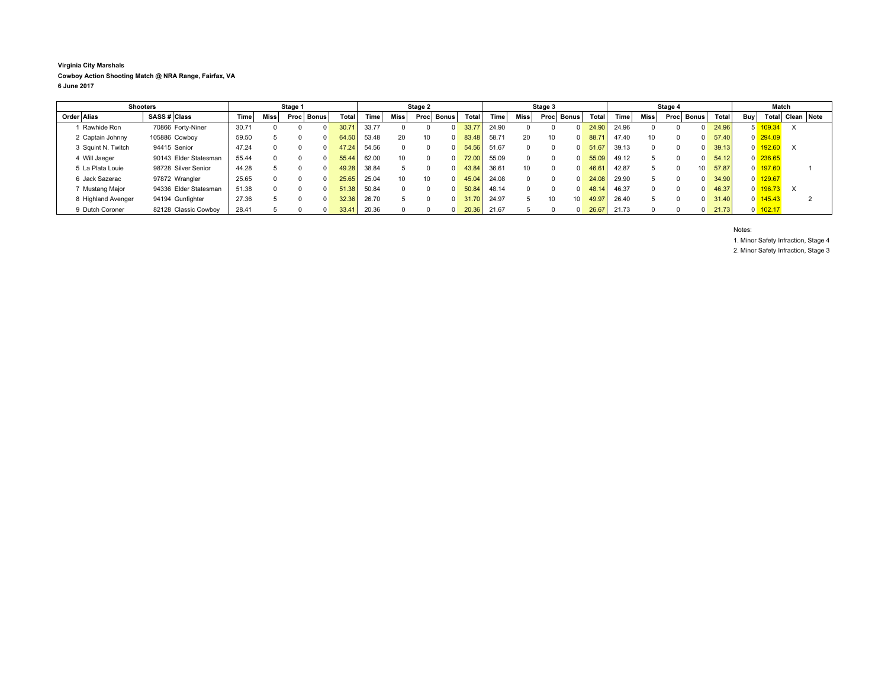**Virginia City Marshals**

**Cowboy Action Shooting Match @ NRA Range, Fairfax, VA**

**6 June 2017**

| Shooters | | | | Stage 1 | | | | | Stage 2 | | | | | Stage 3 | | | | | Stage 4 | | | | | Match | | | |
|---|---|---|---|---|---|---|---|---|---|---|---|---|---|---|---|---|---|---|---|---|---|---|---|---|---|---|---|
| Order | Alias | SASS # | Class | Time | Miss | Proc | Bonus | Total | Time | Miss | Proc | Bonus | Total | Time | Miss | Proc | Bonus | Total | Time | Miss | Proc | Bonus | Total | Buy | Total | Clean | Note |
| 1 | Rawhide Ron | 70866 | Forty-Niner | 30.71 | 0 | 0 | 0 | 30.71 | 33.77 | 0 | 0 | 0 | 33.77 | 24.90 | 0 | 0 | 0 | 24.90 | 24.96 | 0 | 0 | 0 | 24.96 | 5 | 109.34 | X | |
| 2 | Captain Johnny | 105886 | Cowboy | 59.50 | 5 | 0 | 0 | 64.50 | 53.48 | 20 | 10 | 0 | 83.48 | 58.71 | 20 | 10 | 0 | 88.71 | 47.40 | 10 | 0 | 0 | 57.40 | 0 | 294.09 | | |
| 3 | Squint N. Twitch | 94415 | Senior | 47.24 | 0 | 0 | 0 | 47.24 | 54.56 | 0 | 0 | 0 | 54.56 | 51.67 | 0 | 0 | 0 | 51.67 | 39.13 | 0 | 0 | 0 | 39.13 | 0 | 192.60 | X | |
| 4 | Will Jaeger | 90143 | Elder Statesman | 55.44 | 0 | 0 | 0 | 55.44 | 62.00 | 10 | 0 | 0 | 72.00 | 55.09 | 0 | 0 | 0 | 55.09 | 49.12 | 5 | 0 | 0 | 54.12 | 0 | 236.65 | | |
| 5 | La Plata Louie | 98728 | Silver Senior | 44.28 | 5 | 0 | 0 | 49.28 | 38.84 | 5 | 0 | 0 | 43.84 | 36.61 | 10 | 0 | 0 | 46.61 | 42.87 | 5 | 0 | 10 | 57.87 | 0 | 197.60 | | 1 |
| 6 | Jack Sazerac | 97872 | Wrangler | 25.65 | 0 | 0 | 0 | 25.65 | 25.04 | 10 | 10 | 0 | 45.04 | 24.08 | 0 | 0 | 0 | 24.08 | 29.90 | 5 | 0 | 0 | 34.90 | 0 | 129.67 | | |
| 7 | Mustang Major | 94336 | Elder Statesman | 51.38 | 0 | 0 | 0 | 51.38 | 50.84 | 0 | 0 | 0 | 50.84 | 48.14 | 0 | 0 | 0 | 48.14 | 46.37 | 0 | 0 | 0 | 46.37 | 0 | 196.73 | X | |
| 8 | Highland Avenger | 94194 | Gunfighter | 27.36 | 5 | 0 | 0 | 32.36 | 26.70 | 5 | 0 | 0 | 31.70 | 24.97 | 5 | 10 | 10 | 49.97 | 26.40 | 5 | 0 | 0 | 31.40 | 0 | 145.43 | | 2 |
| 9 | Dutch Coroner | 82128 | Classic Cowboy | 28.41 | 5 | 0 | 0 | 33.41 | 20.36 | 0 | 0 | 0 | 20.36 | 21.67 | 5 | 0 | 0 | 26.67 | 21.73 | 0 | 0 | 0 | 21.73 | 0 | 102.17 | | |

Notes:

1. Minor Safety Infraction, Stage 4

2. Minor Safety Infraction, Stage 3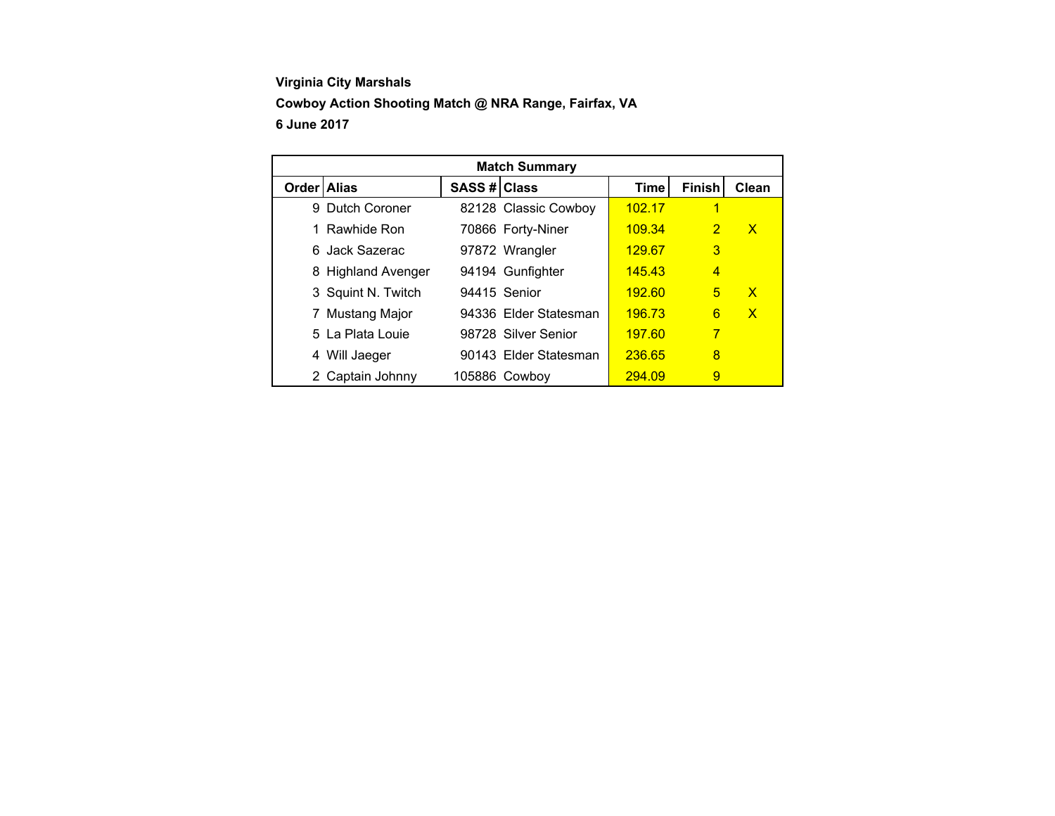**Virginia City Marshals**

**Cowboy Action Shooting Match @ NRA Range, Fairfax, VA**

**6 June 2017**

| Match Summary | | | | | | |
|---|---|---|---|---|---|---|
| **Order** | **Alias** | **SASS #** | **Class** | **Time** | **Finish** | **Clean** |
| 9 | Dutch Coroner | 82128 | Classic Cowboy | 102.17 | 1 | |
| 1 | Rawhide Ron | 70866 | Forty-Niner | 109.34 | 2 | X |
| 6 | Jack Sazerac | 97872 | Wrangler | 129.67 | 3 | |
| 8 | Highland Avenger | 94194 | Gunfighter | 145.43 | 4 | |
| 3 | Squint N. Twitch | 94415 | Senior | 192.60 | 5 | X |
| 7 | Mustang Major | 94336 | Elder Statesman | 196.73 | 6 | X |
| 5 | La Plata Louie | 98728 | Silver Senior | 197.60 | 7 | |
| 4 | Will Jaeger | 90143 | Elder Statesman | 236.65 | 8 | |
| 2 | Captain Johnny | 105886 | Cowboy | 294.09 | 9 | |